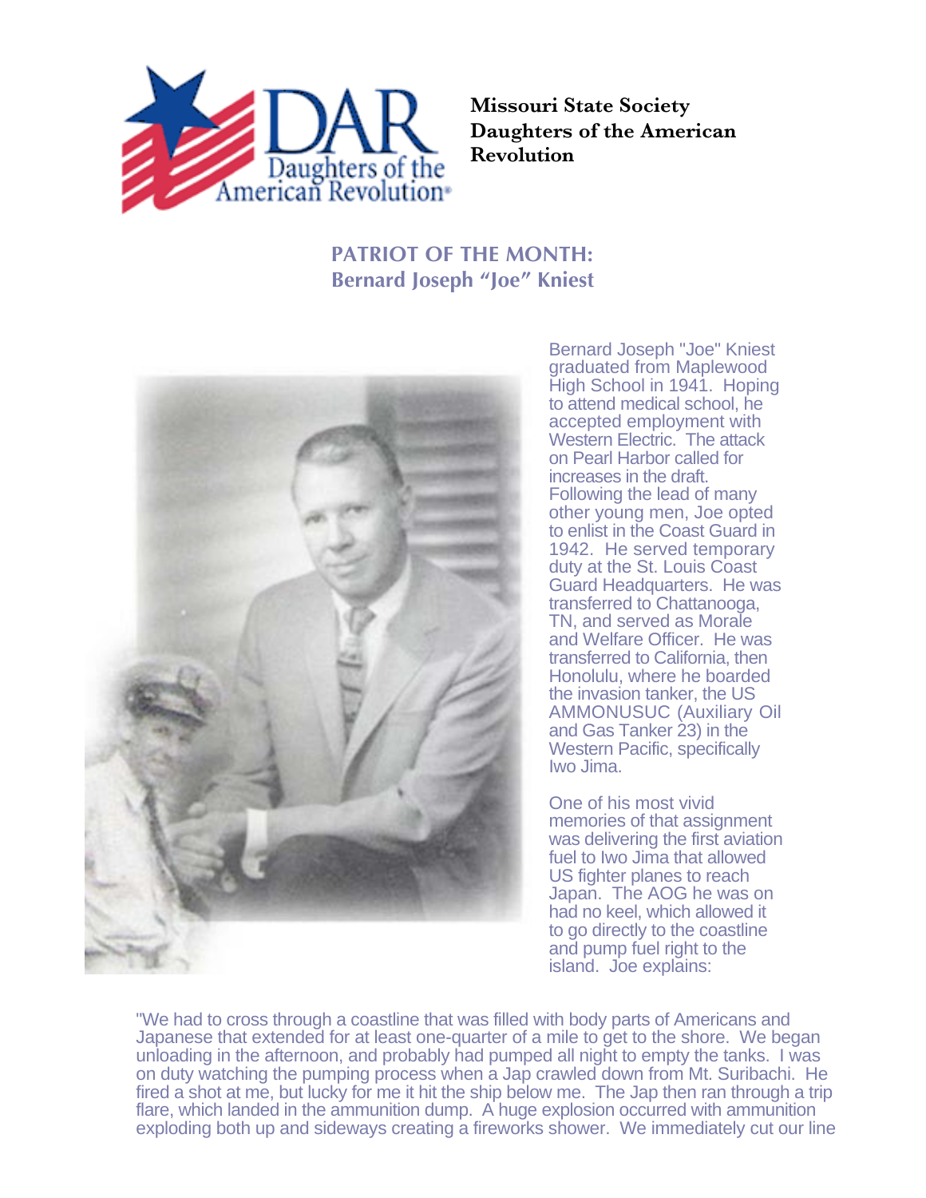**Missouri State Society**
**Daughters of the American Revolution**

## PATRIOT OF THE MONTH:
## Bernard Joseph "Joe" Kniest

Bernard Joseph "Joe" Kniest graduated from Maplewood High School in 1941. Hoping to attend medical school, he accepted employment with Western Electric. The attack on Pearl Harbor called for increases in the draft. Following the lead of many other young men, Joe opted to enlist in the Coast Guard in 1942. He served temporary duty at the St. Louis Coast Guard Headquarters. He was transferred to Chattanooga, TN, and served as Morale and Welfare Officer. He was transferred to California, then Honolulu, where he boarded the invasion tanker, the US AMMONUSUC (Auxiliary Oil and Gas Tanker 23) in the Western Pacific, specifically Iwo Jima.

One of his most vivid memories of that assignment was delivering the first aviation fuel to Iwo Jima that allowed US fighter planes to reach Japan. The AOG he was on had no keel, which allowed it to go directly to the coastline and pump fuel right to the island. Joe explains:

"We had to cross through a coastline that was filled with body parts of Americans and Japanese that extended for at least one-quarter of a mile to get to the shore. We began unloading in the afternoon, and probably had pumped all night to empty the tanks. I was on duty watching the pumping process when a Jap crawled down from Mt. Suribachi. He fired a shot at me, but lucky for me it hit the ship below me. The Jap then ran through a trip flare, which landed in the ammunition dump. A huge explosion occurred with ammunition exploding both up and sideways creating a fireworks shower. We immediately cut our line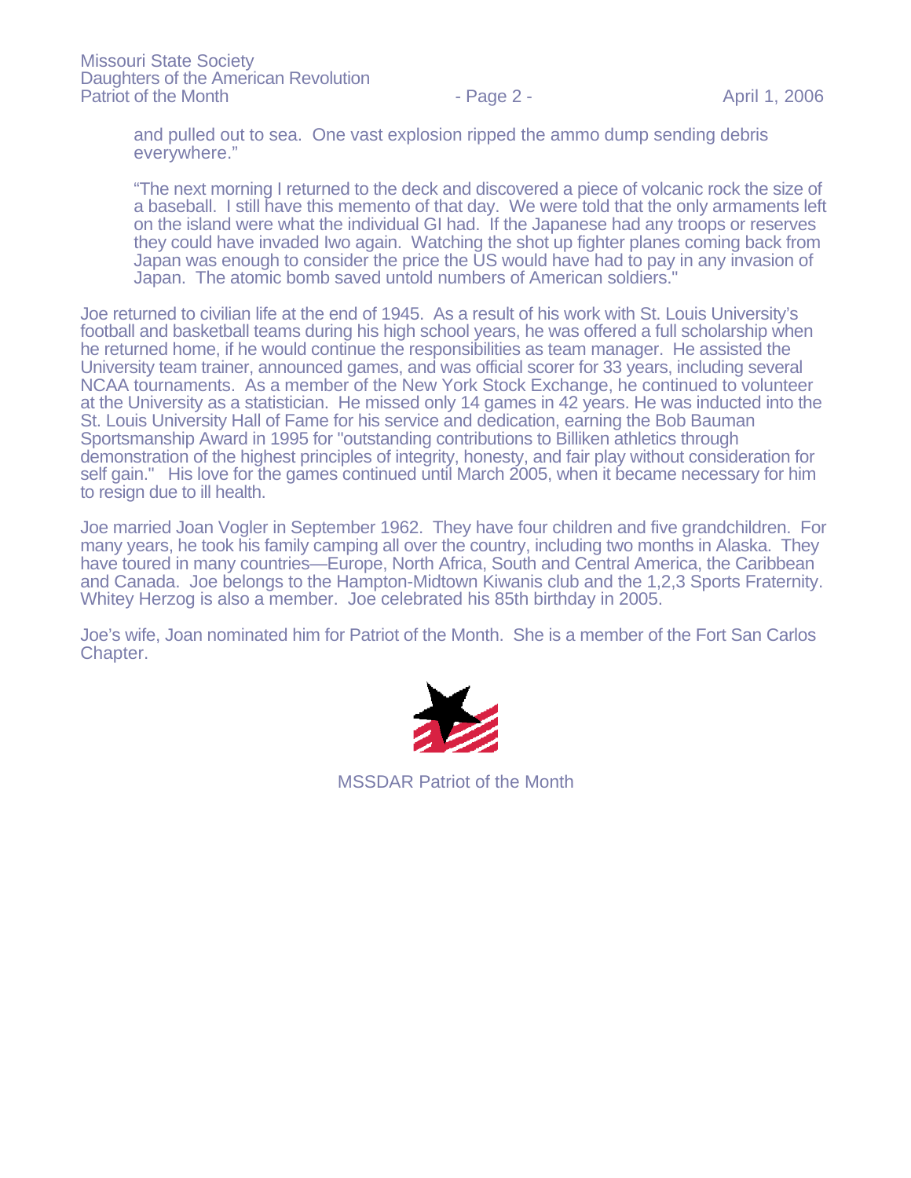and pulled out to sea. One vast explosion ripped the ammo dump sending debris everywhere."

"The next morning I returned to the deck and discovered a piece of volcanic rock the size of a baseball. I still have this memento of that day. We were told that the only armaments left on the island were what the individual GI had. If the Japanese had any troops or reserves they could have invaded Iwo again. Watching the shot up fighter planes coming back from Japan was enough to consider the price the US would have had to pay in any invasion of Japan. The atomic bomb saved untold numbers of American soldiers."

Joe returned to civilian life at the end of 1945. As a result of his work with St. Louis University's football and basketball teams during his high school years, he was offered a full scholarship when he returned home, if he would continue the responsibilities as team manager. He assisted the University team trainer, announced games, and was official scorer for 33 years, including several NCAA tournaments. As a member of the New York Stock Exchange, he continued to volunteer at the University as a statistician. He missed only 14 games in 42 years. He was inducted into the St. Louis University Hall of Fame for his service and dedication, earning the Bob Bauman Sportsmanship Award in 1995 for "outstanding contributions to Billiken athletics through demonstration of the highest principles of integrity, honesty, and fair play without consideration for self gain." His love for the games continued until March 2005, when it became necessary for him to resign due to ill health.

Joe married Joan Vogler in September 1962. They have four children and five grandchildren. For many years, he took his family camping all over the country, including two months in Alaska. They have toured in many countries—Europe, North Africa, South and Central America, the Caribbean and Canada. Joe belongs to the Hampton-Midtown Kiwanis club and the 1,2,3 Sports Fraternity. Whitey Herzog is also a member. Joe celebrated his 85th birthday in 2005.

Joe's wife, Joan nominated him for Patriot of the Month. She is a member of the Fort San Carlos Chapter.

MSSDAR Patriot of the Month